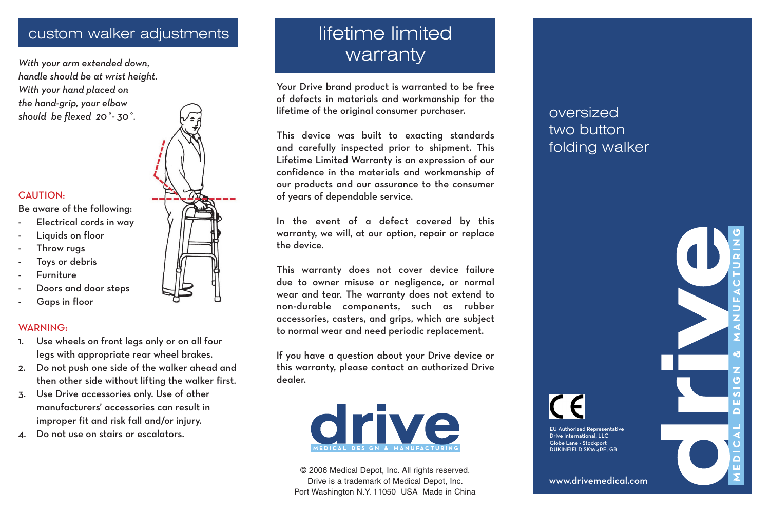## custom walker adjustments

*With your arm extended down, handle should be at wrist height. With your hand placed on the hand-grip, your elbow should be flexed 20˚- 30˚.*

CAUTION:

Be aware of the following:

- Electrical cords in way
- Liquids on floor
- Throw rugs
- Toys or debris
- Furniture
- Doors and door steps
- Gaps in floor

WARNING:

1. Use wheels on front legs only or on all four legs with appropriate rear wheel brakes.
2. Do not push one side of the walker ahead and then other side without lifting the walker first.
3. Use Drive accessories only. Use of other manufacturers' accessories can result in improper fit and risk fall and/or injury.
4. Do not use on stairs or escalators.

## lifetime limited warranty

Your Drive brand product is warranted to be free of defects in materials and workmanship for the lifetime of the original consumer purchaser.

This device was built to exacting standards and carefully inspected prior to shipment. This Lifetime Limited Warranty is an expression of our confidence in the materials and workmanship of our products and our assurance to the consumer of years of dependable service.

In the event of a defect covered by this warranty, we will, at our option, repair or replace the device.

This warranty does not cover device failure due to owner misuse or negligence, or normal wear and tear. The warranty does not extend to non-durable components, such as rubber accessories, casters, and grips, which are subject to normal wear and need periodic replacement.

If you have a question about your Drive device or this warranty, please contact an authorized Drive dealer.

drive
MEDICAL DESIGN & MANUFACTURING

© 2006 Medical Depot, Inc. All rights reserved.
Drive is a trademark of Medical Depot, Inc.
Port Washington N.Y. 11050 USA Made in China

# oversized two button folding walker

CE

EU Authorized Representative
Drive International, LLC
Globe Lane - Stockport
DUKINFIELD SK16 4RE, GB

www.drivemedical.com

drive
MEDICAL DESIGN & MANUFACTURING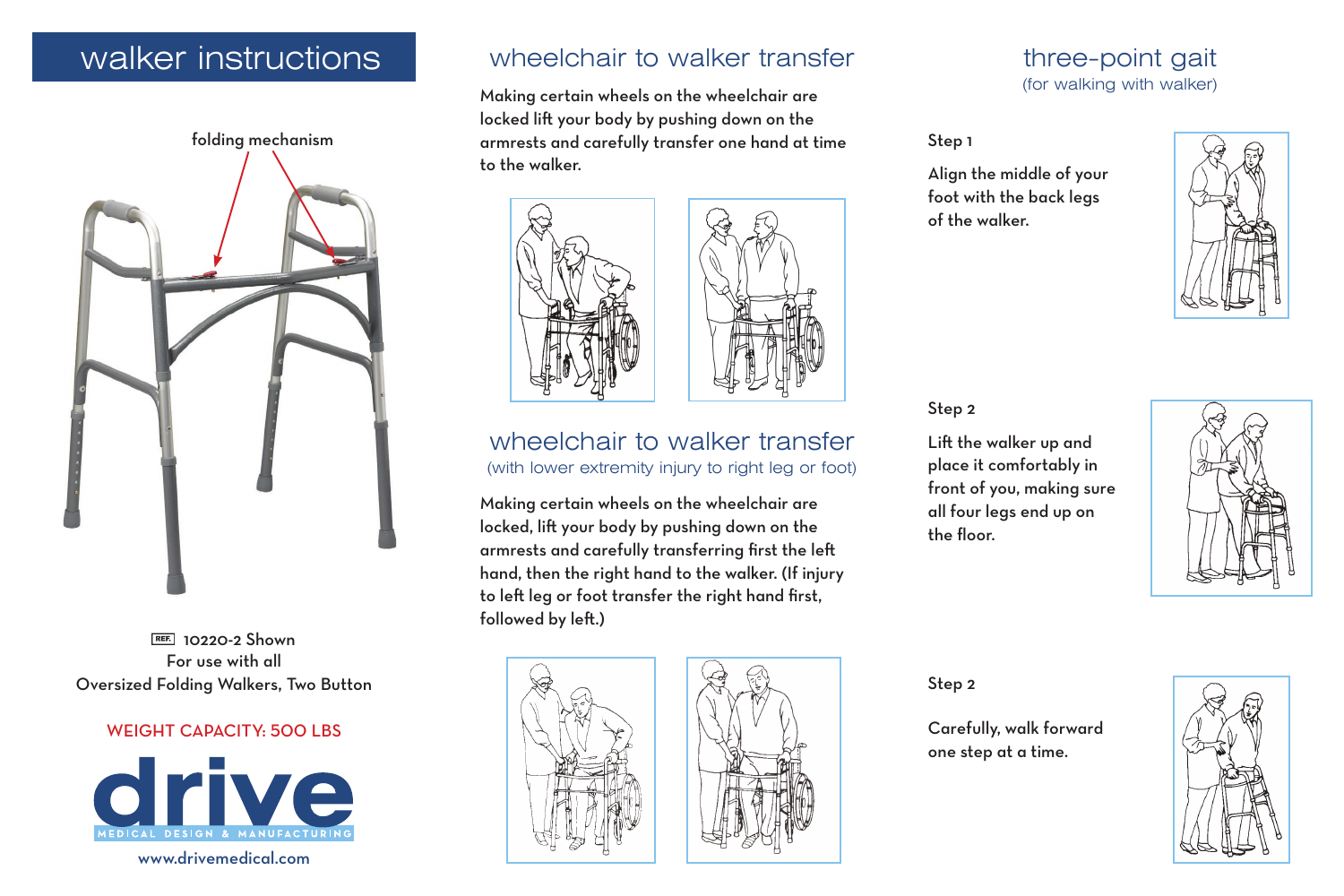# walker instructions

folding mechanism

REF. 10220-2 Shown
For use with all
Oversized Folding Walkers, Two Button

WEIGHT CAPACITY: 500 LBS

drive
MEDICAL DESIGN & MANUFACTURING

www.drivemedical.com

## wheelchair to walker transfer

Making certain wheels on the wheelchair are locked lift your body by pushing down on the armrests and carefully transfer one hand at time to the walker.

## wheelchair to walker transfer

(with lower extremity injury to right leg or foot)

Making certain wheels on the wheelchair are locked, lift your body by pushing down on the armrests and carefully transferring first the left hand, then the right hand to the walker. (If injury to left leg or foot transfer the right hand first, followed by left.)

## three-point gait

(for walking with walker)

**Step 1**

Align the middle of your foot with the back legs of the walker.

**Step 2**

Lift the walker up and place it comfortably in front of you, making sure all four legs end up on the floor.

**Step 2**

Carefully, walk forward one step at a time.